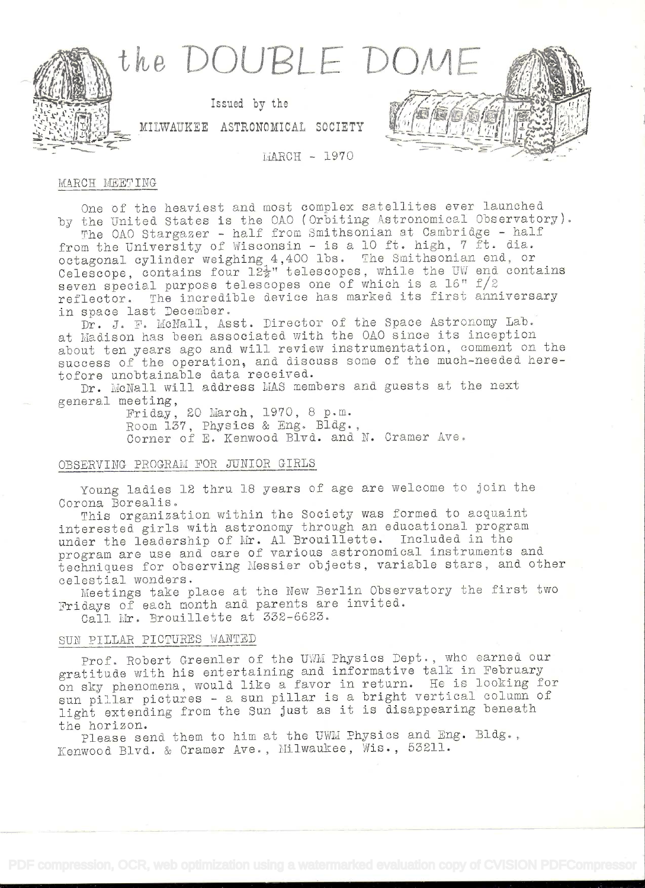# the DOUBLE DOME

Issued by the

MILWAUKEE ASTRONOMICAL SOCIETY

MARCH - 1970

## MARCH MEETING

One of the heaviest and most complex satellites ever launched by the United States is the OAO (Orbiting Astronomical Observatory).

The OAO Stargazer - half from Smithsonian at Cambridge - half from the University of Wisconsin - is a 10 ft. high, 7 ft. dia. octagonal cylinder weighing 4,400 lbs. The Smithsonian end, or Celescope, contains four 12½" telescopes, while the UW end contains seven special purpose telescopes one of which is a 16" f/2 reflector. The incredible device has marked its first anniversary in space last December.

Dr. J. F. McNall, Asst. Director of the Space Astronomy Lab. at Madison has been associated with the OAO since its inception about ten years ago and will review instrumentation, comment on the success of the operation, and discuss some of the much-needed heretofore unobtainable data received.

Dr. McNall will address MAS members and guests at the next general meeting,

Friday, 20 March, 1970, 8 p.m.
Room 137, Physics & Eng. Bldg.,
Corner of E. Kenwood Blvd. and N. Cramer Ave.

## OBSERVING PROGRAM FOR JUNIOR GIRLS

Young ladies 12 thru 18 years of age are welcome to join the Corona Borealis.

This organization within the Society was formed to acquaint interested girls with astronomy through an educational program under the leadership of Mr. Al Brouillette. Included in the program are use and care of various astronomical instruments and techniques for observing Messier objects, variable stars, and other celestial wonders.

Meetings take place at the New Berlin Observatory the first two Fridays of each month and parents are invited.

Call Mr. Brouillette at 332-6623.

## SUN PILLAR PICTURES WANTED

Prof. Robert Greenler of the UWM Physics Dept., who earned our gratitude with his entertaining and informative talk in February on sky phenomena, would like a favor in return. He is looking for sun pillar pictures - a sun pillar is a bright vertical column of light extending from the Sun just as it is disappearing beneath the horizon.

Please send them to him at the UWM Physics and Eng. Bldg., Kenwood Blvd. & Cramer Ave., Milwaukee, Wis., 53211.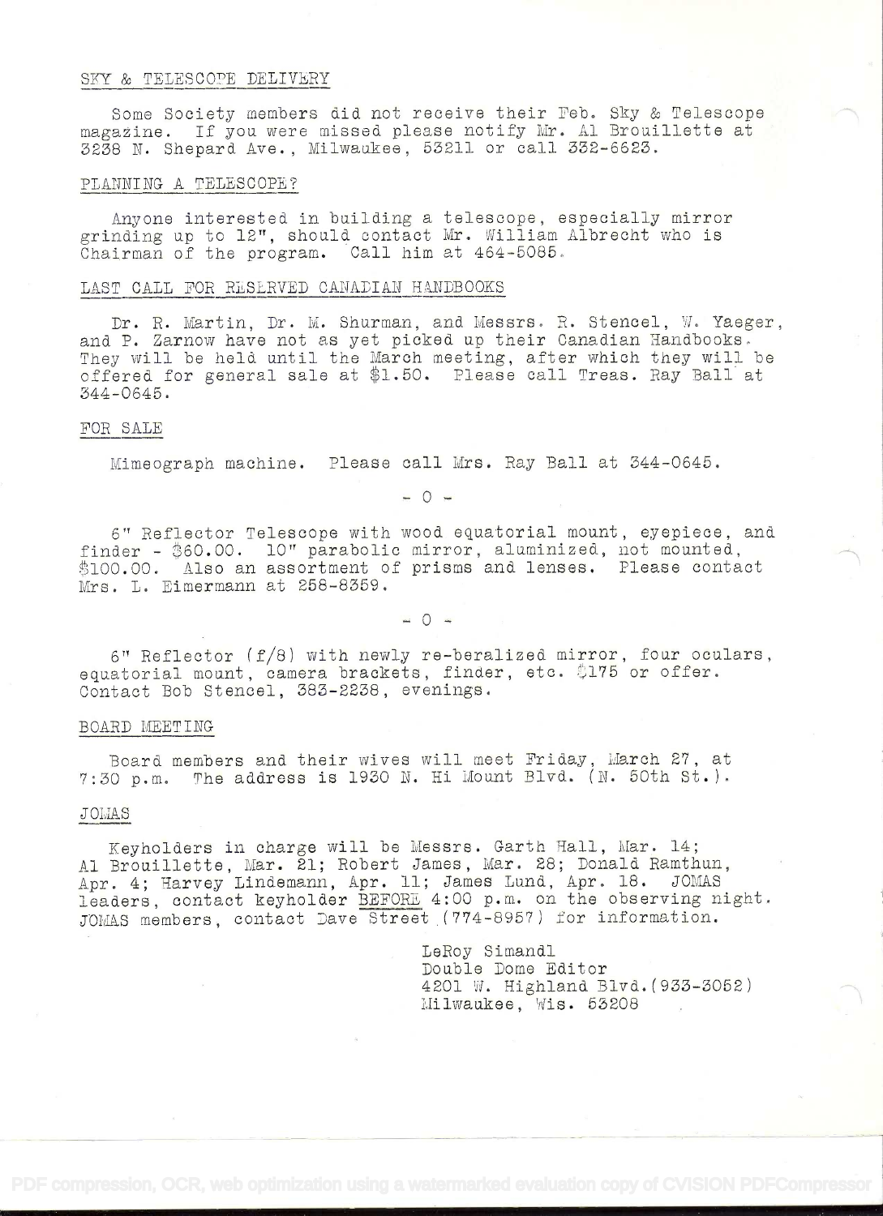## SKY & TELESCOPE DELIVERY

Some Society members did not receive their Feb. Sky & Telescope magazine. If you were missed please notify Mr. Al Brouillette at 3238 N. Shepard Ave., Milwaukee, 53211 or call 332-6623.

## PLANNING A TELESCOPE?

Anyone interested in building a telescope, especially mirror grinding up to 12", should contact Mr. William Albrecht who is Chairman of the program. Call him at 464-5085.

## LAST CALL FOR RESERVED CANADIAN HANDBOOKS

Dr. R. Martin, Dr. M. Shurman, and Messrs. R. Stencel, W. Yaeger, and P. Zarnow have not as yet picked up their Canadian Handbooks. They will be held until the March meeting, after which they will be offered for general sale at $1.50. Please call Treas. Ray Ball at 344-0645.

## FOR SALE

Mimeograph machine. Please call Mrs. Ray Ball at 344-0645.

- 0 -

6" Reflector Telescope with wood equatorial mount, eyepiece, and finder - $60.00. 10" parabolic mirror, aluminized, not mounted, $100.00. Also an assortment of prisms and lenses. Please contact Mrs. L. Eimermann at 258-8359.

- 0 -

6" Reflector (f/8) with newly re-beralized mirror, four oculars, equatorial mount, camera brackets, finder, etc. $175 or offer. Contact Bob Stencel, 383-2238, evenings.

## BOARD MEETING

Board members and their wives will meet Friday, March 27, at 7:30 p.m. The address is 1930 N. Hi Mount Blvd. (N. 50th St.).

## JOMAS

Keyholders in charge will be Messrs. Garth Hall, Mar. 14; Al Brouillette, Mar. 21; Robert James, Mar. 28; Donald Ramthun, Apr. 4; Harvey Lindemann, Apr. 11; James Lund, Apr. 18. JOMAS leaders, contact keyholder BEFORE 4:00 p.m. on the observing night. JOMAS members, contact Dave Street (774-8957) for information.

LeRoy Simandl  
Double Dome Editor  
4201 W. Highland Blvd. (933-3052)  
Milwaukee, Wis. 53208